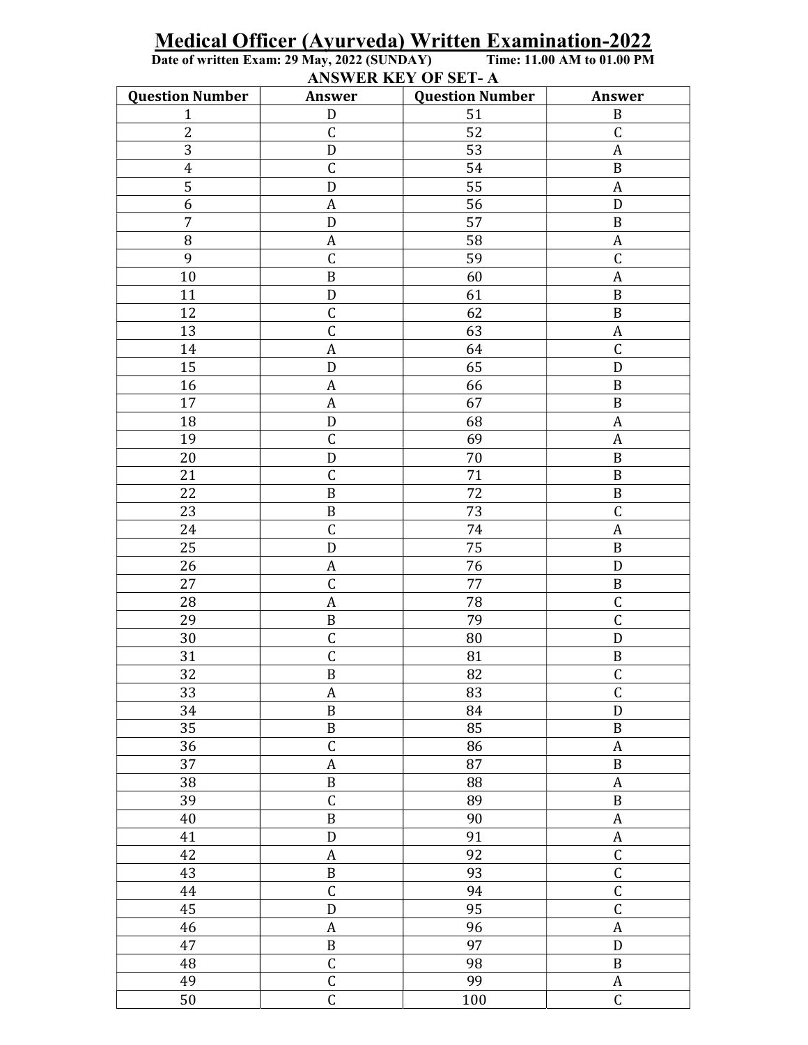# Medical Officer (Ayurveda) Written Examination-2022

**Date of written Exam: 29 May, 2022 (SUNDAY) Time: 11.00 AM to 01.00 PM**

**ANSWER KEY OF SET- A**

| Question Number | Answer | Question Number | Answer |
|---|---|---|---|
| 1 | D | 51 | B |
| 2 | C | 52 | C |
| 3 | D | 53 | A |
| 4 | C | 54 | B |
| 5 | D | 55 | A |
| 6 | A | 56 | D |
| 7 | D | 57 | B |
| 8 | A | 58 | A |
| 9 | C | 59 | C |
| 10 | B | 60 | A |
| 11 | D | 61 | B |
| 12 | C | 62 | B |
| 13 | C | 63 | A |
| 14 | A | 64 | C |
| 15 | D | 65 | D |
| 16 | A | 66 | B |
| 17 | A | 67 | B |
| 18 | D | 68 | A |
| 19 | C | 69 | A |
| 20 | D | 70 | B |
| 21 | C | 71 | B |
| 22 | B | 72 | B |
| 23 | B | 73 | C |
| 24 | C | 74 | A |
| 25 | D | 75 | B |
| 26 | A | 76 | D |
| 27 | C | 77 | B |
| 28 | A | 78 | C |
| 29 | B | 79 | C |
| 30 | C | 80 | D |
| 31 | C | 81 | B |
| 32 | B | 82 | C |
| 33 | A | 83 | C |
| 34 | B | 84 | D |
| 35 | B | 85 | B |
| 36 | C | 86 | A |
| 37 | A | 87 | B |
| 38 | B | 88 | A |
| 39 | C | 89 | B |
| 40 | B | 90 | A |
| 41 | D | 91 | A |
| 42 | A | 92 | C |
| 43 | B | 93 | C |
| 44 | C | 94 | C |
| 45 | D | 95 | C |
| 46 | A | 96 | A |
| 47 | B | 97 | D |
| 48 | C | 98 | B |
| 49 | C | 99 | A |
| 50 | C | 100 | C |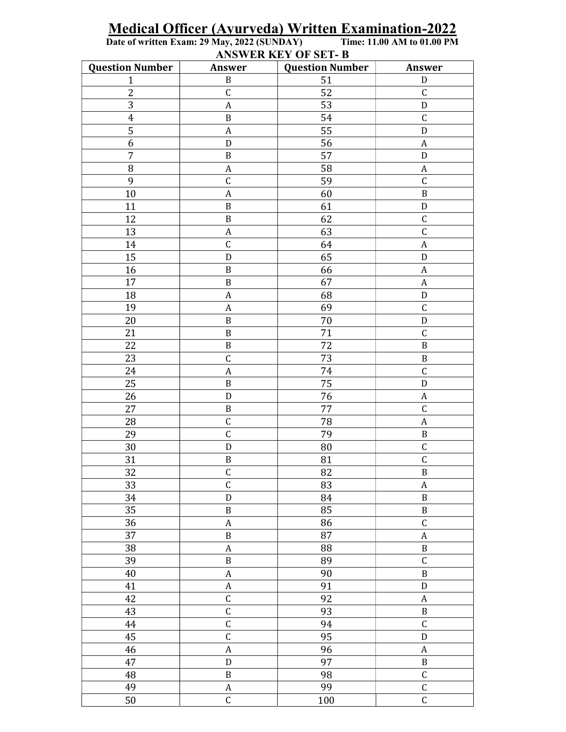# Medical Officer (Ayurveda) Written Examination-2022

**Date of written Exam: 29 May, 2022 (SUNDAY) Time: 11.00 AM to 01.00 PM**

**ANSWER KEY OF SET- B**

| Question Number | Answer | Question Number | Answer |
|---|---|---|---|
| 1 | B | 51 | D |
| 2 | C | 52 | C |
| 3 | A | 53 | D |
| 4 | B | 54 | C |
| 5 | A | 55 | D |
| 6 | D | 56 | A |
| 7 | B | 57 | D |
| 8 | A | 58 | A |
| 9 | C | 59 | C |
| 10 | A | 60 | B |
| 11 | B | 61 | D |
| 12 | B | 62 | C |
| 13 | A | 63 | C |
| 14 | C | 64 | A |
| 15 | D | 65 | D |
| 16 | B | 66 | A |
| 17 | B | 67 | A |
| 18 | A | 68 | D |
| 19 | A | 69 | C |
| 20 | B | 70 | D |
| 21 | B | 71 | C |
| 22 | B | 72 | B |
| 23 | C | 73 | B |
| 24 | A | 74 | C |
| 25 | B | 75 | D |
| 26 | D | 76 | A |
| 27 | B | 77 | C |
| 28 | C | 78 | A |
| 29 | C | 79 | B |
| 30 | D | 80 | C |
| 31 | B | 81 | C |
| 32 | C | 82 | B |
| 33 | C | 83 | A |
| 34 | D | 84 | B |
| 35 | B | 85 | B |
| 36 | A | 86 | C |
| 37 | B | 87 | A |
| 38 | A | 88 | B |
| 39 | B | 89 | C |
| 40 | A | 90 | B |
| 41 | A | 91 | D |
| 42 | C | 92 | A |
| 43 | C | 93 | B |
| 44 | C | 94 | C |
| 45 | C | 95 | D |
| 46 | A | 96 | A |
| 47 | D | 97 | B |
| 48 | B | 98 | C |
| 49 | A | 99 | C |
| 50 | C | 100 | C |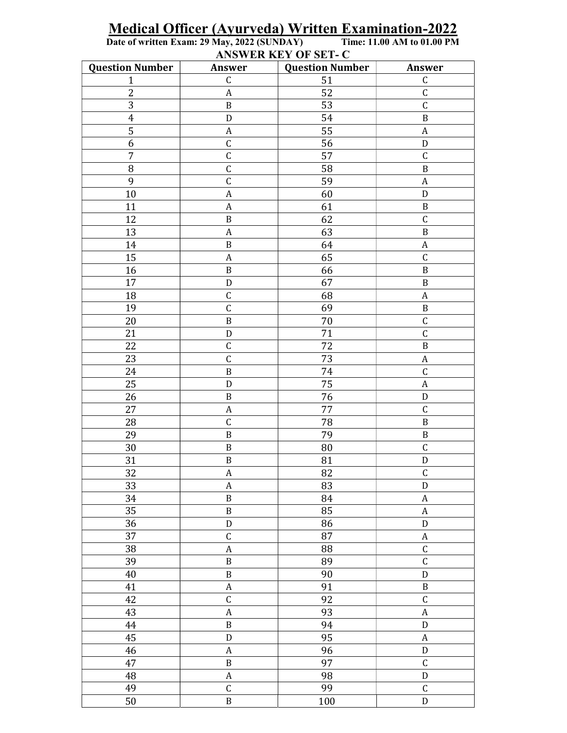# Medical Officer (Ayurveda) Written Examination-2022

**Date of written Exam: 29 May, 2022 (SUNDAY) Time: 11.00 AM to 01.00 PM**

**ANSWER KEY OF SET- C**

| Question Number | Answer | Question Number | Answer |
|---|---|---|---|
| 1 | C | 51 | C |
| 2 | A | 52 | C |
| 3 | B | 53 | C |
| 4 | D | 54 | B |
| 5 | A | 55 | A |
| 6 | C | 56 | D |
| 7 | C | 57 | C |
| 8 | C | 58 | B |
| 9 | C | 59 | A |
| 10 | A | 60 | D |
| 11 | A | 61 | B |
| 12 | B | 62 | C |
| 13 | A | 63 | B |
| 14 | B | 64 | A |
| 15 | A | 65 | C |
| 16 | B | 66 | B |
| 17 | D | 67 | B |
| 18 | C | 68 | A |
| 19 | C | 69 | B |
| 20 | B | 70 | C |
| 21 | D | 71 | C |
| 22 | C | 72 | B |
| 23 | C | 73 | A |
| 24 | B | 74 | C |
| 25 | D | 75 | A |
| 26 | B | 76 | D |
| 27 | A | 77 | C |
| 28 | C | 78 | B |
| 29 | B | 79 | B |
| 30 | B | 80 | C |
| 31 | B | 81 | D |
| 32 | A | 82 | C |
| 33 | A | 83 | D |
| 34 | B | 84 | A |
| 35 | B | 85 | A |
| 36 | D | 86 | D |
| 37 | C | 87 | A |
| 38 | A | 88 | C |
| 39 | B | 89 | C |
| 40 | B | 90 | D |
| 41 | A | 91 | B |
| 42 | C | 92 | C |
| 43 | A | 93 | A |
| 44 | B | 94 | D |
| 45 | D | 95 | A |
| 46 | A | 96 | D |
| 47 | B | 97 | C |
| 48 | A | 98 | D |
| 49 | C | 99 | C |
| 50 | B | 100 | D |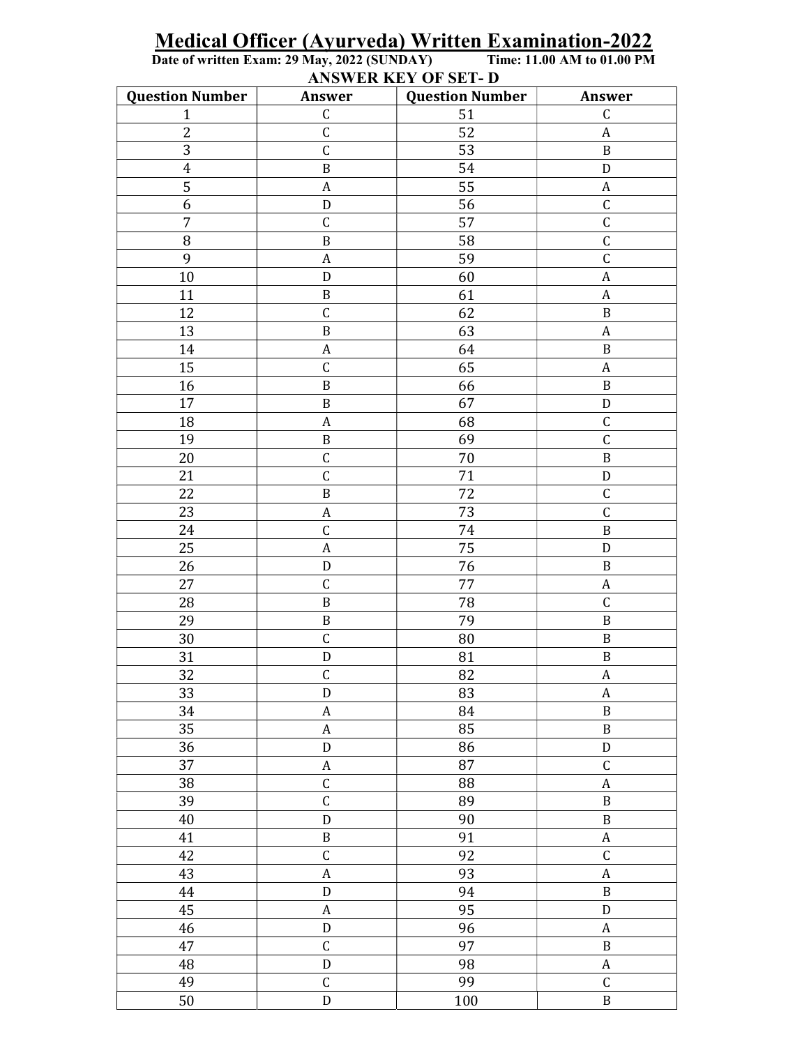# Medical Officer (Ayurveda) Written Examination-2022

**Date of written Exam: 29 May, 2022 (SUNDAY) Time: 11.00 AM to 01.00 PM**

## ANSWER KEY OF SET- D

| Question Number | Answer | Question Number | Answer |
|---|---|---|---|
| 1 | C | 51 | C |
| 2 | C | 52 | A |
| 3 | C | 53 | B |
| 4 | B | 54 | D |
| 5 | A | 55 | A |
| 6 | D | 56 | C |
| 7 | C | 57 | C |
| 8 | B | 58 | C |
| 9 | A | 59 | C |
| 10 | D | 60 | A |
| 11 | B | 61 | A |
| 12 | C | 62 | B |
| 13 | B | 63 | A |
| 14 | A | 64 | B |
| 15 | C | 65 | A |
| 16 | B | 66 | B |
| 17 | B | 67 | D |
| 18 | A | 68 | C |
| 19 | B | 69 | C |
| 20 | C | 70 | B |
| 21 | C | 71 | D |
| 22 | B | 72 | C |
| 23 | A | 73 | C |
| 24 | C | 74 | B |
| 25 | A | 75 | D |
| 26 | D | 76 | B |
| 27 | C | 77 | A |
| 28 | B | 78 | C |
| 29 | B | 79 | B |
| 30 | C | 80 | B |
| 31 | D | 81 | B |
| 32 | C | 82 | A |
| 33 | D | 83 | A |
| 34 | A | 84 | B |
| 35 | A | 85 | B |
| 36 | D | 86 | D |
| 37 | A | 87 | C |
| 38 | C | 88 | A |
| 39 | C | 89 | B |
| 40 | D | 90 | B |
| 41 | B | 91 | A |
| 42 | C | 92 | C |
| 43 | A | 93 | A |
| 44 | D | 94 | B |
| 45 | A | 95 | D |
| 46 | D | 96 | A |
| 47 | C | 97 | B |
| 48 | D | 98 | A |
| 49 | C | 99 | C |
| 50 | D | 100 | B |